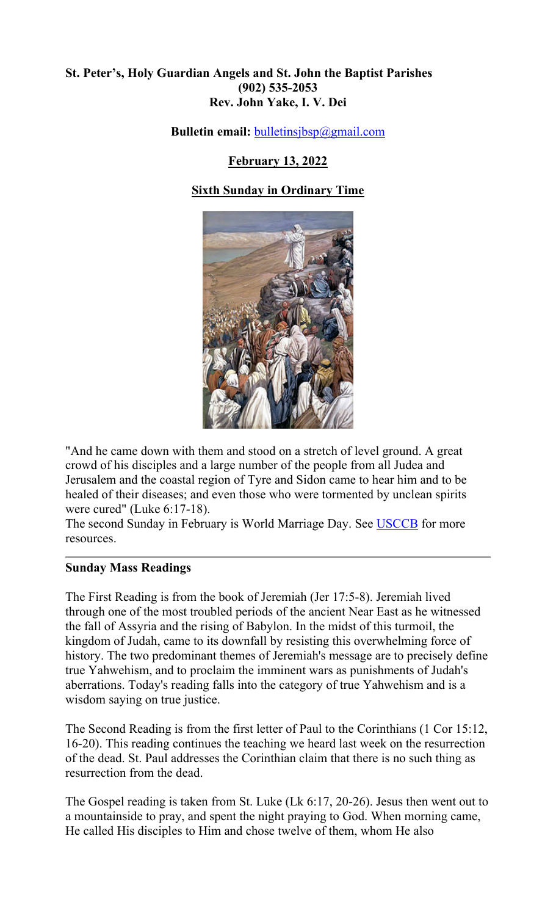**St. Peter's, Holy Guardian Angels and St. John the Baptist Parishes**
**(902) 535-2053**
**Rev. John Yake, I. V. Dei**

**Bulletin email:** bulletinsjbsp@gmail.com

**February 13, 2022**

**Sixth Sunday in Ordinary Time**

"And he came down with them and stood on a stretch of level ground. A great crowd of his disciples and a large number of the people from all Judea and Jerusalem and the coastal region of Tyre and Sidon came to hear him and to be healed of their diseases; and even those who were tormented by unclean spirits were cured" (Luke 6:17-18).

The second Sunday in February is World Marriage Day. See USCCB for more resources.

---

**Sunday Mass Readings**

The First Reading is from the book of Jeremiah (Jer 17:5-8). Jeremiah lived through one of the most troubled periods of the ancient Near East as he witnessed the fall of Assyria and the rising of Babylon. In the midst of this turmoil, the kingdom of Judah, came to its downfall by resisting this overwhelming force of history. The two predominant themes of Jeremiah's message are to precisely define true Yahwehism, and to proclaim the imminent wars as punishments of Judah's aberrations. Today's reading falls into the category of true Yahwehism and is a wisdom saying on true justice.

The Second Reading is from the first letter of Paul to the Corinthians (1 Cor 15:12, 16-20). This reading continues the teaching we heard last week on the resurrection of the dead. St. Paul addresses the Corinthian claim that there is no such thing as resurrection from the dead.

The Gospel reading is taken from St. Luke (Lk 6:17, 20-26). Jesus then went out to a mountainside to pray, and spent the night praying to God. When morning came, He called His disciples to Him and chose twelve of them, whom He also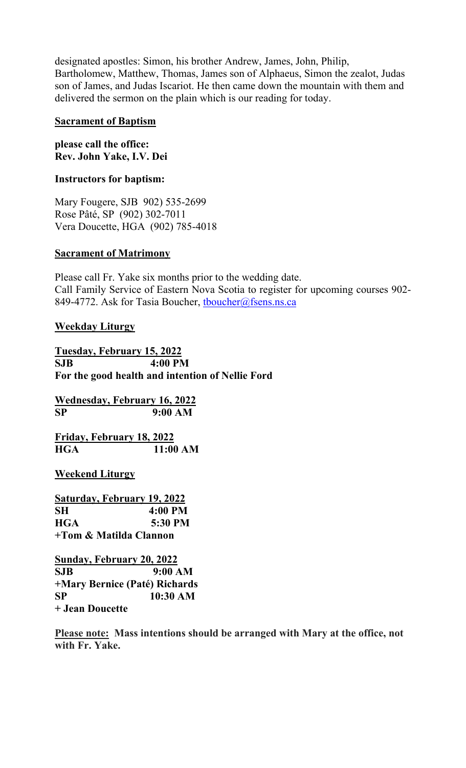designated apostles: Simon, his brother Andrew, James, John, Philip, Bartholomew, Matthew, Thomas, James son of Alphaeus, Simon the zealot, Judas son of James, and Judas Iscariot. He then came down the mountain with them and delivered the sermon on the plain which is our reading for today.

**Sacrament of Baptism**

**please call the office:**
**Rev. John Yake, I.V. Dei**

**Instructors for baptism:**

Mary Fougere, SJB 902) 535-2699
Rose Pâté, SP (902) 302-7011
Vera Doucette, HGA (902) 785-4018

**Sacrament of Matrimony**

Please call Fr. Yake six months prior to the wedding date.
Call Family Service of Eastern Nova Scotia to register for upcoming courses 902-849-4772. Ask for Tasia Boucher, tboucher@fsens.ns.ca

**Weekday Liturgy**

**Tuesday, February 15, 2022**
**SJB 4:00 PM**
**For the good health and intention of Nellie Ford**

**Wednesday, February 16, 2022**
**SP 9:00 AM**

**Friday, February 18, 2022**
**HGA 11:00 AM**

**Weekend Liturgy**

**Saturday, February 19, 2022**
**SH 4:00 PM**
**HGA 5:30 PM**
**+Tom & Matilda Clannon**

**Sunday, February 20, 2022**
**SJB 9:00 AM**
**+Mary Bernice (Paté) Richards**
**SP 10:30 AM**
**+ Jean Doucette**

**Please note: Mass intentions should be arranged with Mary at the office, not with Fr. Yake.**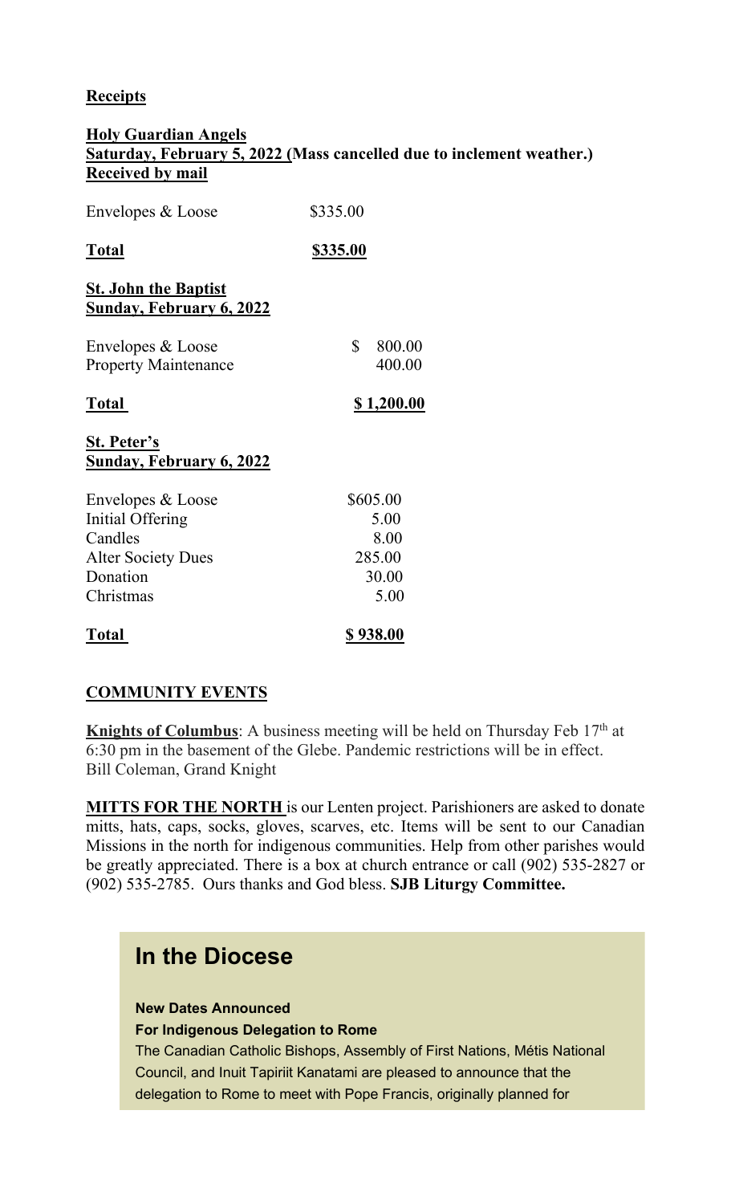**Receipts**

**Holy Guardian Angels**
**Saturday, February 5, 2022 (Mass cancelled due to inclement weather.)**
**Received by mail**

| | |
|---|---|
| Envelopes & Loose | \$335.00 |
| **Total** | **\$335.00** |

**St. John the Baptist**
**Sunday, February 6, 2022**

| | |
|---|---|
| Envelopes & Loose | \$ 800.00 |
| Property Maintenance | 400.00 |
| **Total** | **\$ 1,200.00** |

**St. Peter's**
**Sunday, February 6, 2022**

| | |
|---|---|
| Envelopes & Loose | \$605.00 |
| Initial Offering | 5.00 |
| Candles | 8.00 |
| Alter Society Dues | 285.00 |
| Donation | 30.00 |
| Christmas | 5.00 |
| **Total** | **\$ 938.00** |

**COMMUNITY EVENTS**

**Knights of Columbus**: A business meeting will be held on Thursday Feb 17th at 6:30 pm in the basement of the Glebe. Pandemic restrictions will be in effect.
Bill Coleman, Grand Knight

**MITTS FOR THE NORTH** is our Lenten project. Parishioners are asked to donate mitts, hats, caps, socks, gloves, scarves, etc. Items will be sent to our Canadian Missions in the north for indigenous communities. Help from other parishes would be greatly appreciated. There is a box at church entrance or call (902) 535-2827 or (902) 535-2785. Ours thanks and God bless. **SJB Liturgy Committee.**

## In the Diocese

**New Dates Announced**
**For Indigenous Delegation to Rome**

The Canadian Catholic Bishops, Assembly of First Nations, Métis National Council, and Inuit Tapiriit Kanatami are pleased to announce that the delegation to Rome to meet with Pope Francis, originally planned for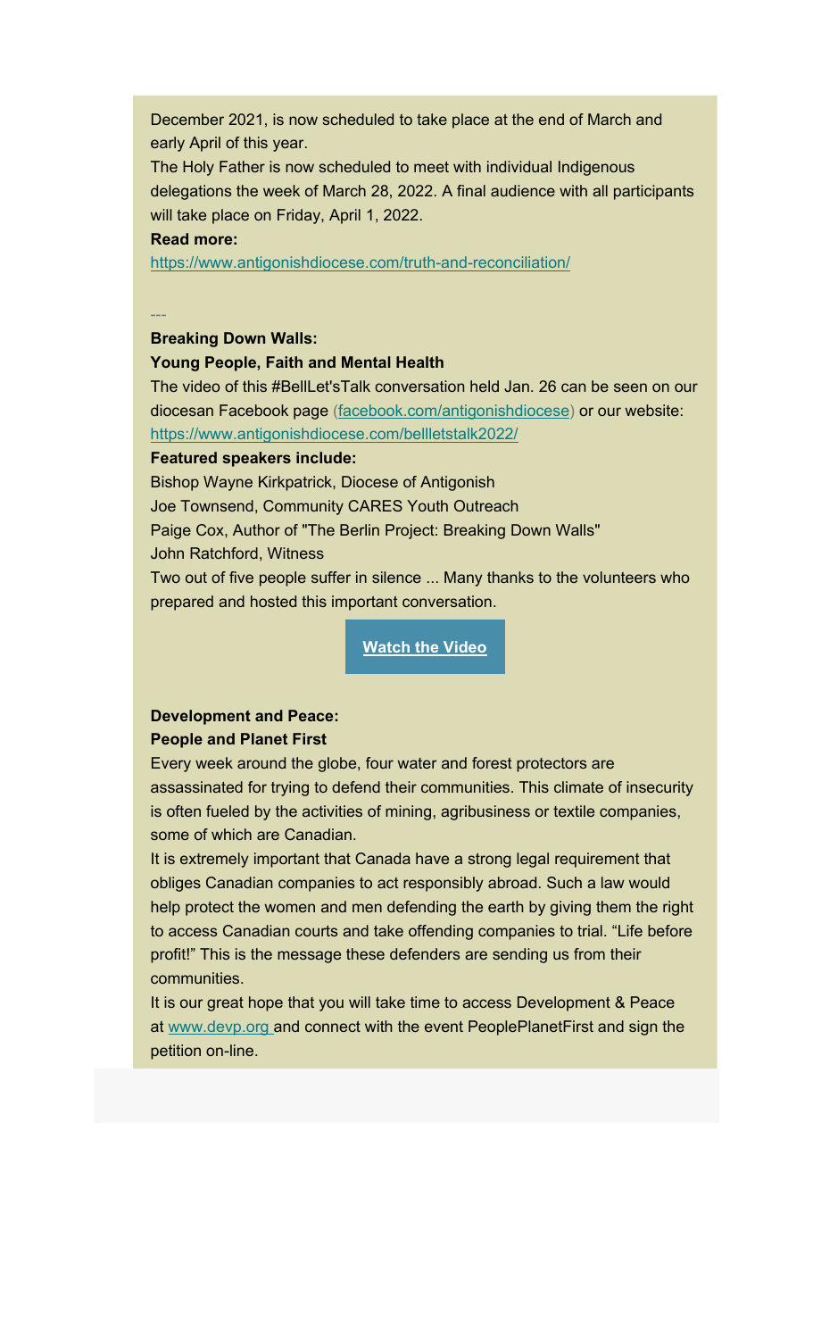December 2021, is now scheduled to take place at the end of March and early April of this year.

The Holy Father is now scheduled to meet with individual Indigenous delegations the week of March 28, 2022. A final audience with all participants will take place on Friday, April 1, 2022.

**Read more:**

https://www.antigonishdiocese.com/truth-and-reconciliation/

---

**Breaking Down Walls:**

**Young People, Faith and Mental Health**

The video of this #BellLet'sTalk conversation held Jan. 26 can be seen on our diocesan Facebook page (facebook.com/antigonishdiocese) or our website: https://www.antigonishdiocese.com/bellletstalk2022/

**Featured speakers include:**

Bishop Wayne Kirkpatrick, Diocese of Antigonish

Joe Townsend, Community CARES Youth Outreach

Paige Cox, Author of "The Berlin Project: Breaking Down Walls"

John Ratchford, Witness

Two out of five people suffer in silence ... Many thanks to the volunteers who prepared and hosted this important conversation.

**Watch the Video**

**Development and Peace:**

**People and Planet First**

Every week around the globe, four water and forest protectors are assassinated for trying to defend their communities. This climate of insecurity is often fueled by the activities of mining, agribusiness or textile companies, some of which are Canadian.

It is extremely important that Canada have a strong legal requirement that obliges Canadian companies to act responsibly abroad. Such a law would help protect the women and men defending the earth by giving them the right to access Canadian courts and take offending companies to trial. "Life before profit!" This is the message these defenders are sending us from their communities.

It is our great hope that you will take time to access Development & Peace at www.devp.org and connect with the event PeoplePlanetFirst and sign the petition on-line.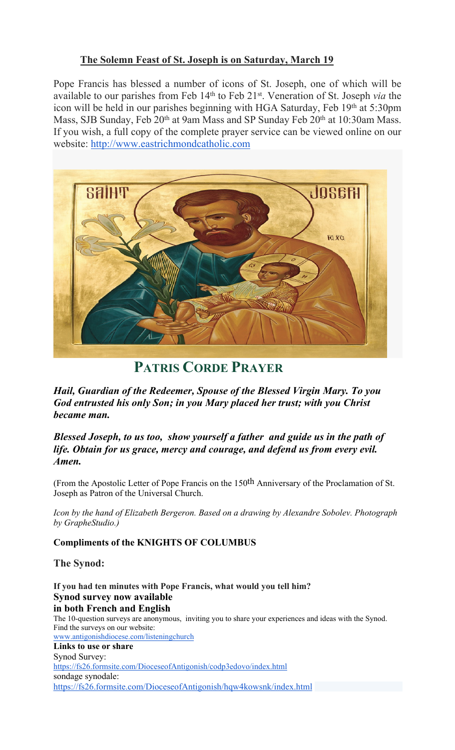**The Solemn Feast of St. Joseph is on Saturday, March 19**

Pope Francis has blessed a number of icons of St. Joseph, one of which will be available to our parishes from Feb 14th to Feb 21st. Veneration of St. Joseph *via* the icon will be held in our parishes beginning with HGA Saturday, Feb 19th at 5:30pm Mass, SJB Sunday, Feb 20th at 9am Mass and SP Sunday Feb 20th at 10:30am Mass. If you wish, a full copy of the complete prayer service can be viewed online on our website: http://www.eastrichmondcatholic.com

## PATRIS CORDE PRAYER

***Hail, Guardian of the Redeemer, Spouse of the Blessed Virgin Mary. To you God entrusted his only Son; in you Mary placed her trust; with you Christ became man.***

***Blessed Joseph, to us too, show yourself a father and guide us in the path of life. Obtain for us grace, mercy and courage, and defend us from every evil. Amen.***

(From the Apostolic Letter of Pope Francis on the 150th Anniversary of the Proclamation of St. Joseph as Patron of the Universal Church.

*Icon by the hand of Elizabeth Bergeron. Based on a drawing by Alexandre Sobolev. Photograph by GrapheStudio.)*

**Compliments of the KNIGHTS OF COLUMBUS**

**The Synod:**

**If you had ten minutes with Pope Francis, what would you tell him?**
**Synod survey now available in both French and English**

The 10-question surveys are anonymous, inviting you to share your experiences and ideas with the Synod. Find the surveys on our website:
www.antigonishdiocese.com/listeningchurch

**Links to use or share**

Synod Survey:
https://fs26.formsite.com/DioceseofAntigonish/codp3edovo/index.html

sondage synodale:
https://fs26.formsite.com/DioceseofAntigonish/hqw4kowsnk/index.html